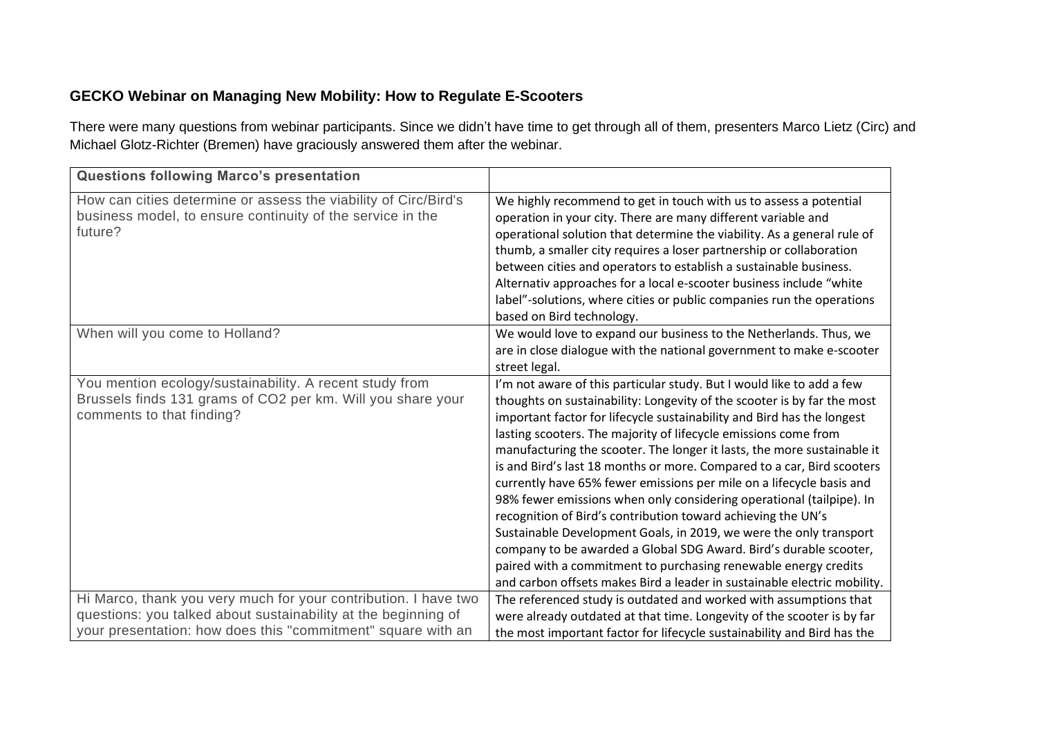**GECKO Webinar on Managing New Mobility: How to Regulate E-Scooters**

There were many questions from webinar participants. Since we didn't have time to get through all of them, presenters Marco Lietz (Circ) and Michael Glotz-Richter (Bremen) have graciously answered them after the webinar.

| Questions following Marco's presentation | |
|---|---|
| How can cities determine or assess the viability of Circ/Bird's business model, to ensure continuity of the service in the future? | We highly recommend to get in touch with us to assess a potential operation in your city. There are many different variable and operational solution that determine the viability. As a general rule of thumb, a smaller city requires a loser partnership or collaboration between cities and operators to establish a sustainable business. Alternativ approaches for a local e-scooter business include "white label"-solutions, where cities or public companies run the operations based on Bird technology. |
| When will you come to Holland? | We would love to expand our business to the Netherlands. Thus, we are in close dialogue with the national government to make e-scooter street legal. |
| You mention ecology/sustainability. A recent study from Brussels finds 131 grams of $CO_2$ per km. Will you share your comments to that finding? | I'm not aware of this particular study. But I would like to add a few thoughts on sustainability: Longevity of the scooter is by far the most important factor for lifecycle sustainability and Bird has the longest lasting scooters. The majority of lifecycle emissions come from manufacturing the scooter. The longer it lasts, the more sustainable it is and Bird's last 18 months or more. Compared to a car, Bird scooters currently have 65% fewer emissions per mile on a lifecycle basis and 98% fewer emissions when only considering operational (tailpipe). In recognition of Bird's contribution toward achieving the UN's Sustainable Development Goals, in 2019, we were the only transport company to be awarded a Global SDG Award. Bird's durable scooter, paired with a commitment to purchasing renewable energy credits and carbon offsets makes Bird a leader in sustainable electric mobility. |
| Hi Marco, thank you very much for your contribution. I have two questions: you talked about sustainability at the beginning of your presentation: how does this "commitment" square with an | The referenced study is outdated and worked with assumptions that were already outdated at that time. Longevity of the scooter is by far the most important factor for lifecycle sustainability and Bird has the |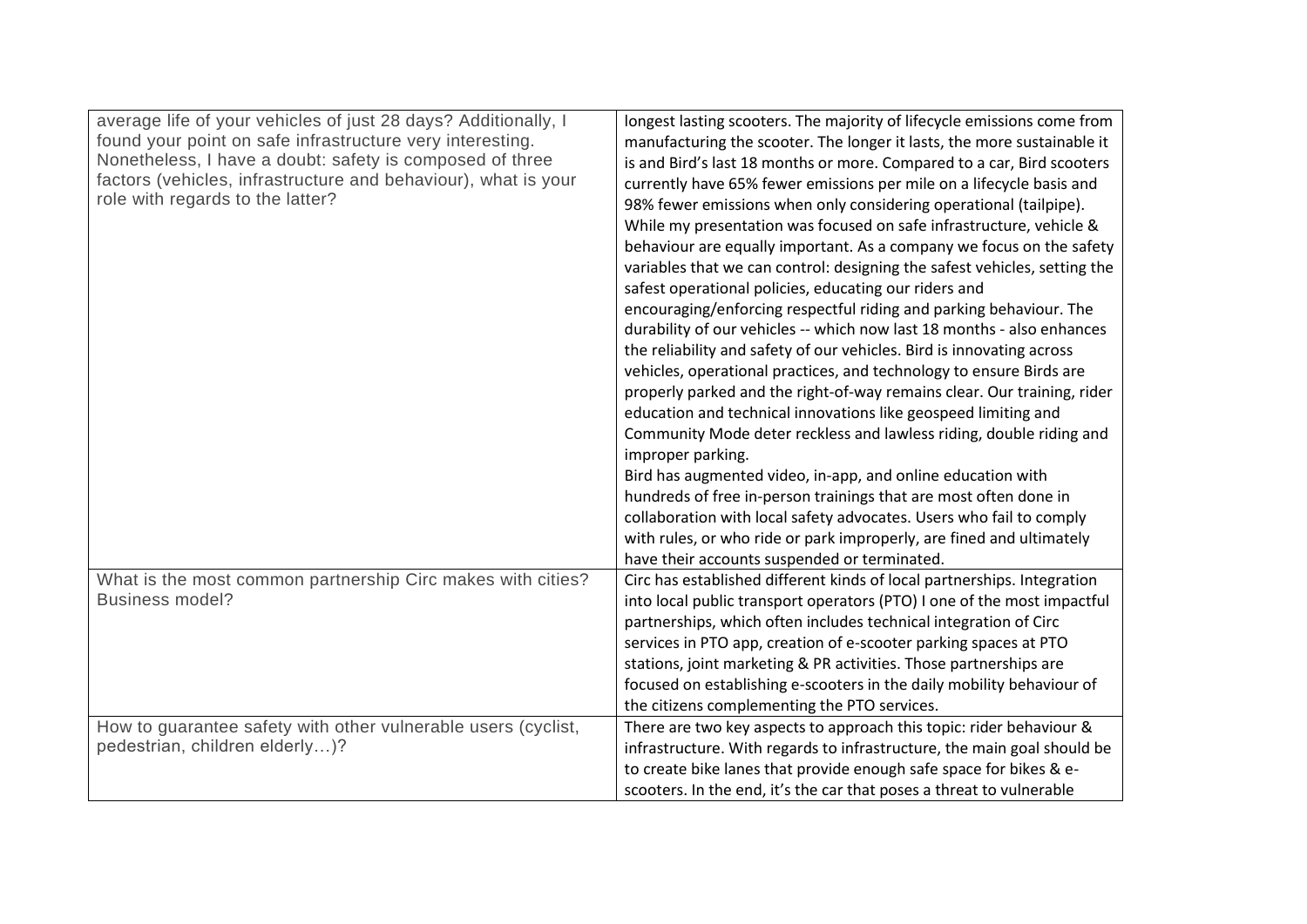| | |
|---|---|
| average life of your vehicles of just 28 days? Additionally, I found your point on safe infrastructure very interesting. Nonetheless, I have a doubt: safety is composed of three factors (vehicles, infrastructure and behaviour), what is your role with regards to the latter? | longest lasting scooters. The majority of lifecycle emissions come from manufacturing the scooter. The longer it lasts, the more sustainable it is and Bird's last 18 months or more. Compared to a car, Bird scooters currently have 65% fewer emissions per mile on a lifecycle basis and 98% fewer emissions when only considering operational (tailpipe). While my presentation was focused on safe infrastructure, vehicle & behaviour are equally important. As a company we focus on the safety variables that we can control: designing the safest vehicles, setting the safest operational policies, educating our riders and encouraging/enforcing respectful riding and parking behaviour. The durability of our vehicles -- which now last 18 months - also enhances the reliability and safety of our vehicles. Bird is innovating across vehicles, operational practices, and technology to ensure Birds are properly parked and the right-of-way remains clear. Our training, rider education and technical innovations like geospeed limiting and Community Mode deter reckless and lawless riding, double riding and improper parking.<br>Bird has augmented video, in-app, and online education with hundreds of free in-person trainings that are most often done in collaboration with local safety advocates. Users who fail to comply with rules, or who ride or park improperly, are fined and ultimately have their accounts suspended or terminated. |
| What is the most common partnership Circ makes with cities? Business model? | Circ has established different kinds of local partnerships. Integration into local public transport operators (PTO) I one of the most impactful partnerships, which often includes technical integration of Circ services in PTO app, creation of e-scooter parking spaces at PTO stations, joint marketing & PR activities. Those partnerships are focused on establishing e-scooters in the daily mobility behaviour of the citizens complementing the PTO services. |
| How to guarantee safety with other vulnerable users (cyclist, pedestrian, children elderly…)? | There are two key aspects to approach this topic: rider behaviour & infrastructure. With regards to infrastructure, the main goal should be to create bike lanes that provide enough safe space for bikes & e-scooters. In the end, it's the car that poses a threat to vulnerable |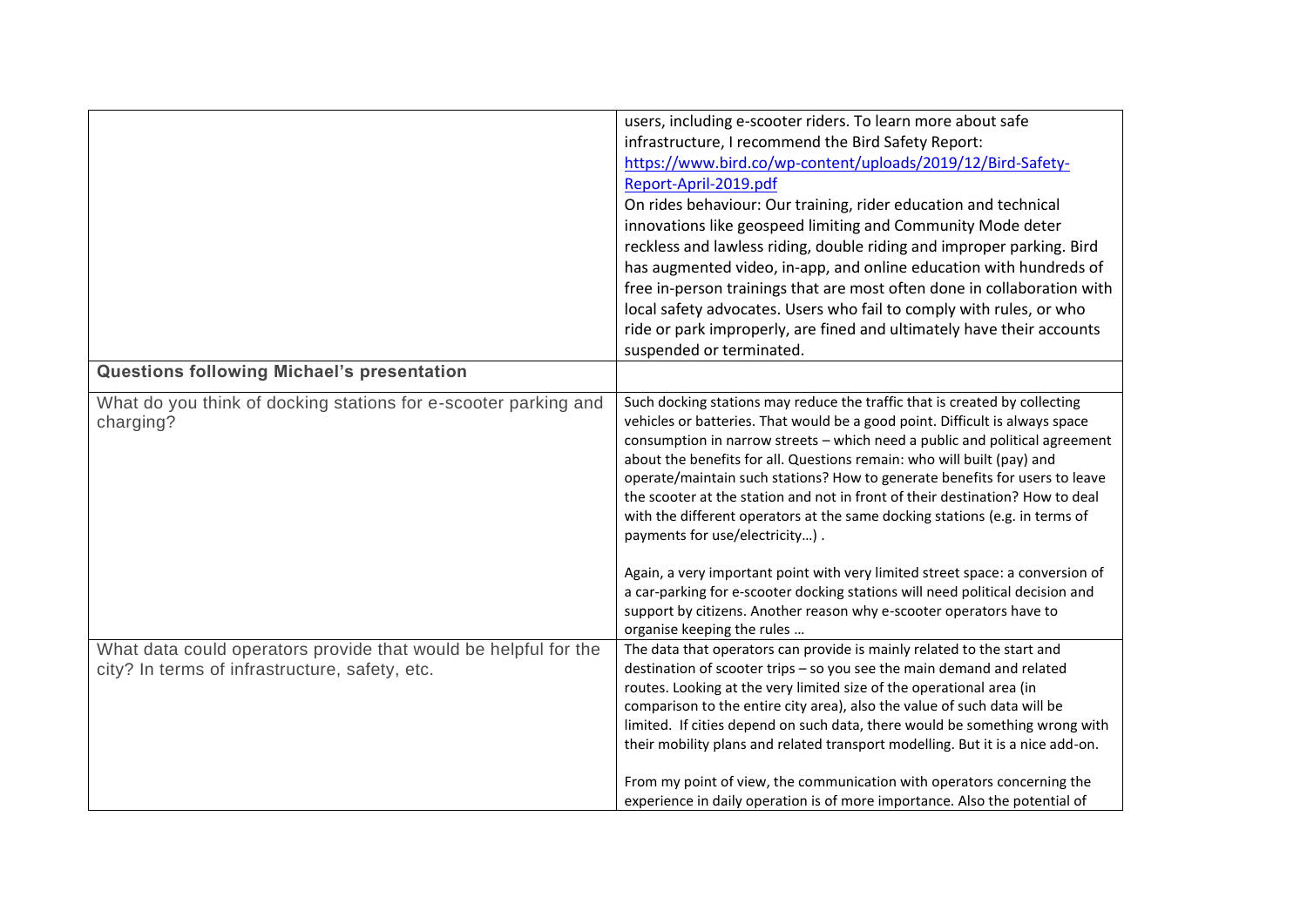| | |
|---|---|
| | users, including e-scooter riders. To learn more about safe infrastructure, I recommend the Bird Safety Report: [https://www.bird.co/wp-content/uploads/2019/12/Bird-Safety-Report-April-2019.pdf](https://www.bird.co/wp-content/uploads/2019/12/Bird-Safety-Report-April-2019.pdf)<br>On rides behaviour: Our training, rider education and technical innovations like geospeed limiting and Community Mode deter reckless and lawless riding, double riding and improper parking. Bird has augmented video, in-app, and online education with hundreds of free in-person trainings that are most often done in collaboration with local safety advocates. Users who fail to comply with rules, or who ride or park improperly, are fined and ultimately have their accounts suspended or terminated. |
| **Questions following Michael's presentation** | |
| What do you think of docking stations for e-scooter parking and charging? | Such docking stations may reduce the traffic that is created by collecting vehicles or batteries. That would be a good point. Difficult is always space consumption in narrow streets – which need a public and political agreement about the benefits for all. Questions remain: who will built (pay) and operate/maintain such stations? How to generate benefits for users to leave the scooter at the station and not in front of their destination? How to deal with the different operators at the same docking stations (e.g. in terms of payments for use/electricity…) .<br><br>Again, a very important point with very limited street space: a conversion of a car-parking for e-scooter docking stations will need political decision and support by citizens. Another reason why e-scooter operators have to organise keeping the rules … |
| What data could operators provide that would be helpful for the city? In terms of infrastructure, safety, etc. | The data that operators can provide is mainly related to the start and destination of scooter trips – so you see the main demand and related routes. Looking at the very limited size of the operational area (in comparison to the entire city area), also the value of such data will be limited. If cities depend on such data, there would be something wrong with their mobility plans and related transport modelling. But it is a nice add-on.<br><br>From my point of view, the communication with operators concerning the experience in daily operation is of more importance. Also the potential of |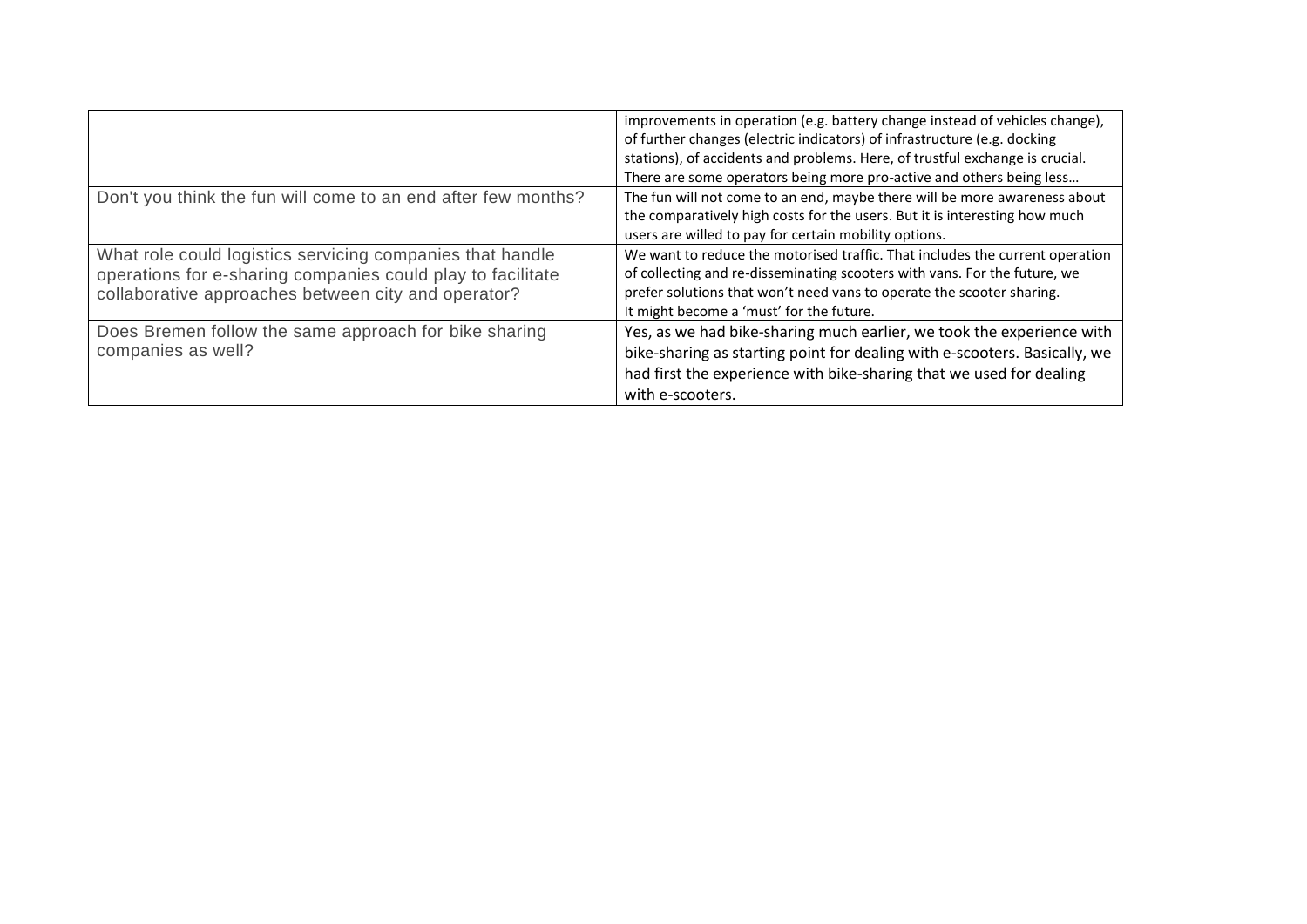| | |
|---|---|
| | improvements in operation (e.g. battery change instead of vehicles change), of further changes (electric indicators) of infrastructure (e.g. docking stations), of accidents and problems. Here, of trustful exchange is crucial. There are some operators being more pro-active and others being less… |
| Don't you think the fun will come to an end after few months? | The fun will not come to an end, maybe there will be more awareness about the comparatively high costs for the users. But it is interesting how much users are willed to pay for certain mobility options. |
| What role could logistics servicing companies that handle operations for e-sharing companies could play to facilitate collaborative approaches between city and operator? | We want to reduce the motorised traffic. That includes the current operation of collecting and re-disseminating scooters with vans. For the future, we prefer solutions that won't need vans to operate the scooter sharing. It might become a 'must' for the future. |
| Does Bremen follow the same approach for bike sharing companies as well? | Yes, as we had bike-sharing much earlier, we took the experience with bike-sharing as starting point for dealing with e-scooters. Basically, we had first the experience with bike-sharing that we used for dealing with e-scooters. |